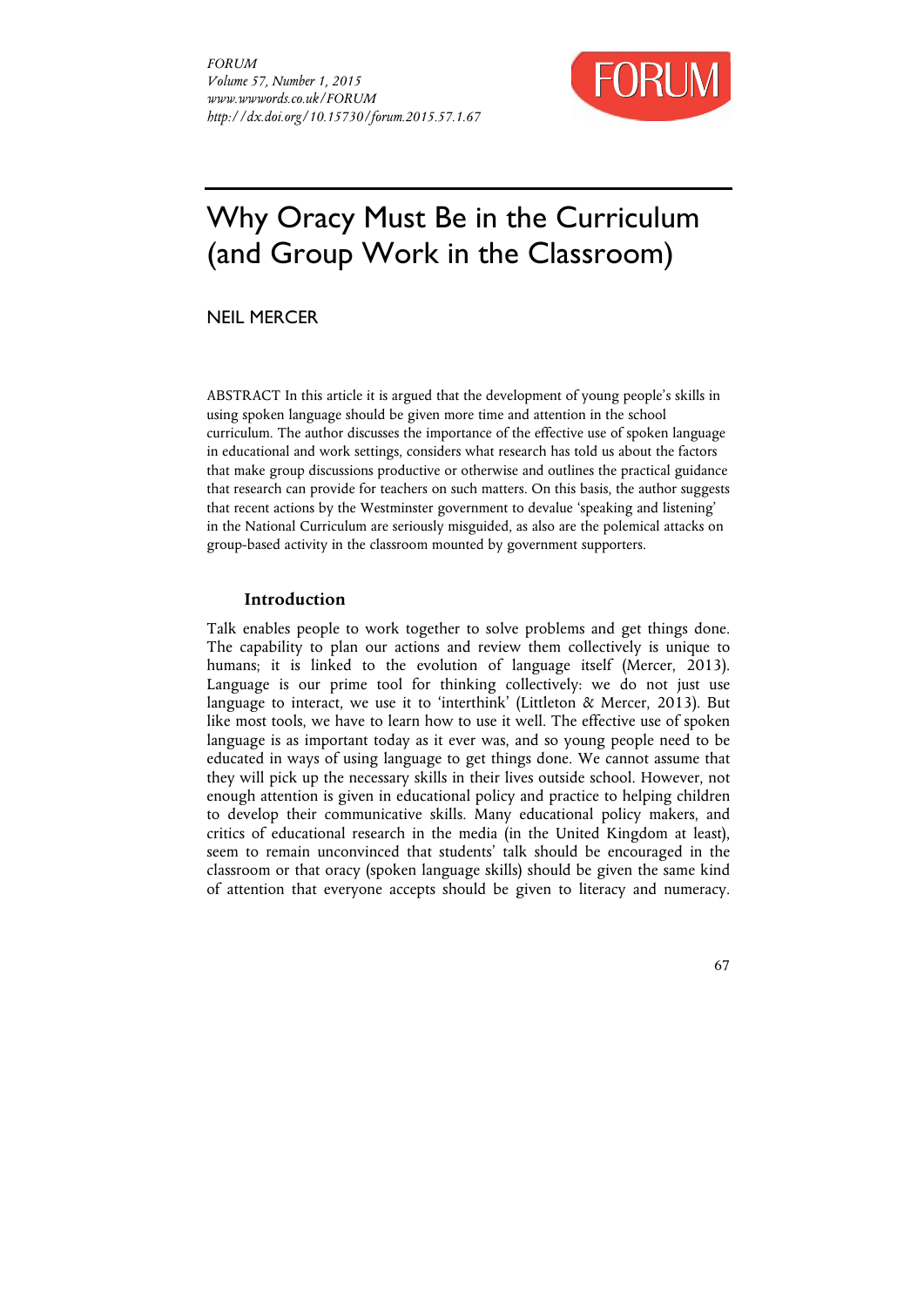# Why Oracy Must Be in the Curriculum (and Group Work in the Classroom)

NEIL MERCER

ABSTRACT In this article it is argued that the development of young people's skills in using spoken language should be given more time and attention in the school curriculum. The author discusses the importance of the effective use of spoken language in educational and work settings, considers what research has told us about the factors that make group discussions productive or otherwise and outlines the practical guidance that research can provide for teachers on such matters. On this basis, the author suggests that recent actions by the Westminster government to devalue 'speaking and listening' in the National Curriculum are seriously misguided, as also are the polemical attacks on group-based activity in the classroom mounted by government supporters.

## Introduction

Talk enables people to work together to solve problems and get things done. The capability to plan our actions and review them collectively is unique to humans; it is linked to the evolution of language itself (Mercer, 2013). Language is our prime tool for thinking collectively: we do not just use language to interact, we use it to 'interthink' (Littleton & Mercer, 2013). But like most tools, we have to learn how to use it well. The effective use of spoken language is as important today as it ever was, and so young people need to be educated in ways of using language to get things done. We cannot assume that they will pick up the necessary skills in their lives outside school. However, not enough attention is given in educational policy and practice to helping children to develop their communicative skills. Many educational policy makers, and critics of educational research in the media (in the United Kingdom at least), seem to remain unconvinced that students' talk should be encouraged in the classroom or that oracy (spoken language skills) should be given the same kind of attention that everyone accepts should be given to literacy and numeracy.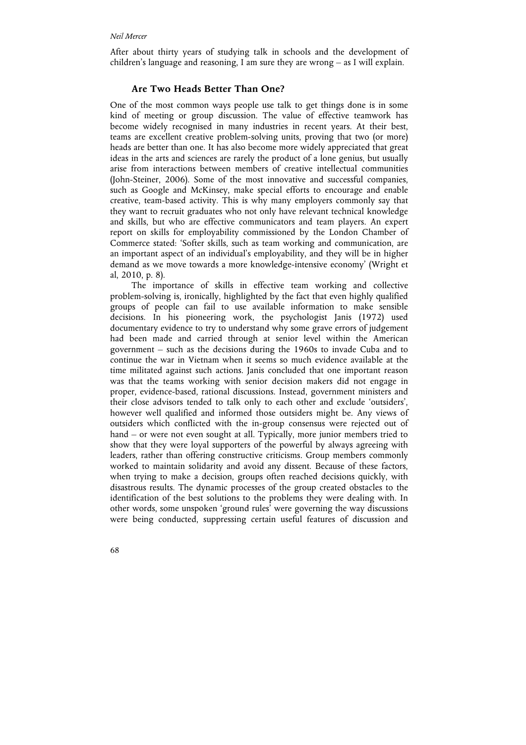After about thirty years of studying talk in schools and the development of children's language and reasoning, I am sure they are wrong – as I will explain.

## Are Two Heads Better Than One?

One of the most common ways people use talk to get things done is in some kind of meeting or group discussion. The value of effective teamwork has become widely recognised in many industries in recent years. At their best, teams are excellent creative problem-solving units, proving that two (or more) heads are better than one. It has also become more widely appreciated that great ideas in the arts and sciences are rarely the product of a lone genius, but usually arise from interactions between members of creative intellectual communities (John-Steiner, 2006). Some of the most innovative and successful companies, such as Google and McKinsey, make special efforts to encourage and enable creative, team-based activity. This is why many employers commonly say that they want to recruit graduates who not only have relevant technical knowledge and skills, but who are effective communicators and team players. An expert report on skills for employability commissioned by the London Chamber of Commerce stated: 'Softer skills, such as team working and communication, are an important aspect of an individual's employability, and they will be in higher demand as we move towards a more knowledge-intensive economy' (Wright et al, 2010, p. 8).

The importance of skills in effective team working and collective problem-solving is, ironically, highlighted by the fact that even highly qualified groups of people can fail to use available information to make sensible decisions. In his pioneering work, the psychologist Janis (1972) used documentary evidence to try to understand why some grave errors of judgement had been made and carried through at senior level within the American government – such as the decisions during the 1960s to invade Cuba and to continue the war in Vietnam when it seems so much evidence available at the time militated against such actions. Janis concluded that one important reason was that the teams working with senior decision makers did not engage in proper, evidence-based, rational discussions. Instead, government ministers and their close advisors tended to talk only to each other and exclude 'outsiders', however well qualified and informed those outsiders might be. Any views of outsiders which conflicted with the in-group consensus were rejected out of hand – or were not even sought at all. Typically, more junior members tried to show that they were loyal supporters of the powerful by always agreeing with leaders, rather than offering constructive criticisms. Group members commonly worked to maintain solidarity and avoid any dissent. Because of these factors, when trying to make a decision, groups often reached decisions quickly, with disastrous results. The dynamic processes of the group created obstacles to the identification of the best solutions to the problems they were dealing with. In other words, some unspoken 'ground rules' were governing the way discussions were being conducted, suppressing certain useful features of discussion and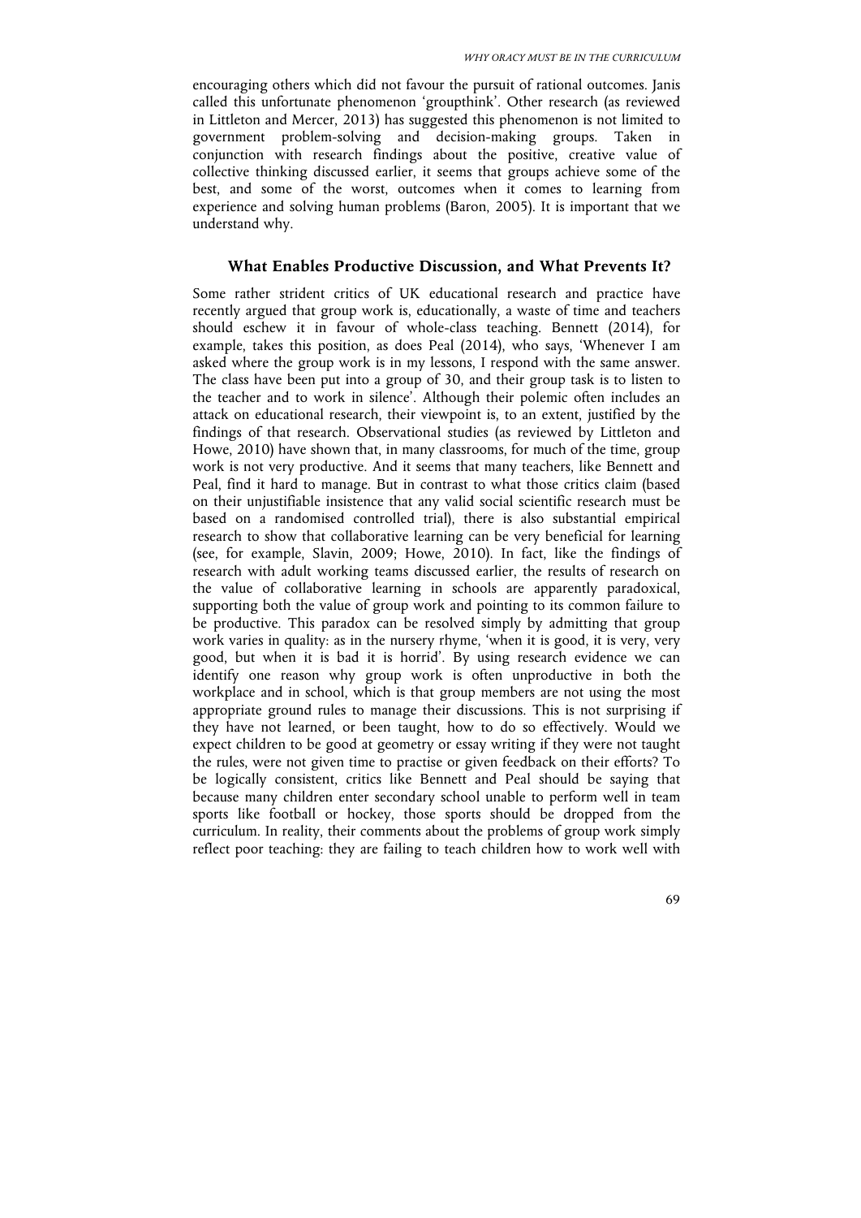encouraging others which did not favour the pursuit of rational outcomes. Janis called this unfortunate phenomenon 'groupthink'. Other research (as reviewed in Littleton and Mercer, 2013) has suggested this phenomenon is not limited to government problem-solving and decision-making groups. Taken in conjunction with research findings about the positive, creative value of collective thinking discussed earlier, it seems that groups achieve some of the best, and some of the worst, outcomes when it comes to learning from experience and solving human problems (Baron, 2005). It is important that we understand why.

## What Enables Productive Discussion, and What Prevents It?

Some rather strident critics of UK educational research and practice have recently argued that group work is, educationally, a waste of time and teachers should eschew it in favour of whole-class teaching. Bennett (2014), for example, takes this position, as does Peal (2014), who says, 'Whenever I am asked where the group work is in my lessons, I respond with the same answer. The class have been put into a group of 30, and their group task is to listen to the teacher and to work in silence'. Although their polemic often includes an attack on educational research, their viewpoint is, to an extent, justified by the findings of that research. Observational studies (as reviewed by Littleton and Howe, 2010) have shown that, in many classrooms, for much of the time, group work is not very productive. And it seems that many teachers, like Bennett and Peal, find it hard to manage. But in contrast to what those critics claim (based on their unjustifiable insistence that any valid social scientific research must be based on a randomised controlled trial), there is also substantial empirical research to show that collaborative learning can be very beneficial for learning (see, for example, Slavin, 2009; Howe, 2010). In fact, like the findings of research with adult working teams discussed earlier, the results of research on the value of collaborative learning in schools are apparently paradoxical, supporting both the value of group work and pointing to its common failure to be productive. This paradox can be resolved simply by admitting that group work varies in quality: as in the nursery rhyme, 'when it is good, it is very, very good, but when it is bad it is horrid'. By using research evidence we can identify one reason why group work is often unproductive in both the workplace and in school, which is that group members are not using the most appropriate ground rules to manage their discussions. This is not surprising if they have not learned, or been taught, how to do so effectively. Would we expect children to be good at geometry or essay writing if they were not taught the rules, were not given time to practise or given feedback on their efforts? To be logically consistent, critics like Bennett and Peal should be saying that because many children enter secondary school unable to perform well in team sports like football or hockey, those sports should be dropped from the curriculum. In reality, their comments about the problems of group work simply reflect poor teaching: they are failing to teach children how to work well with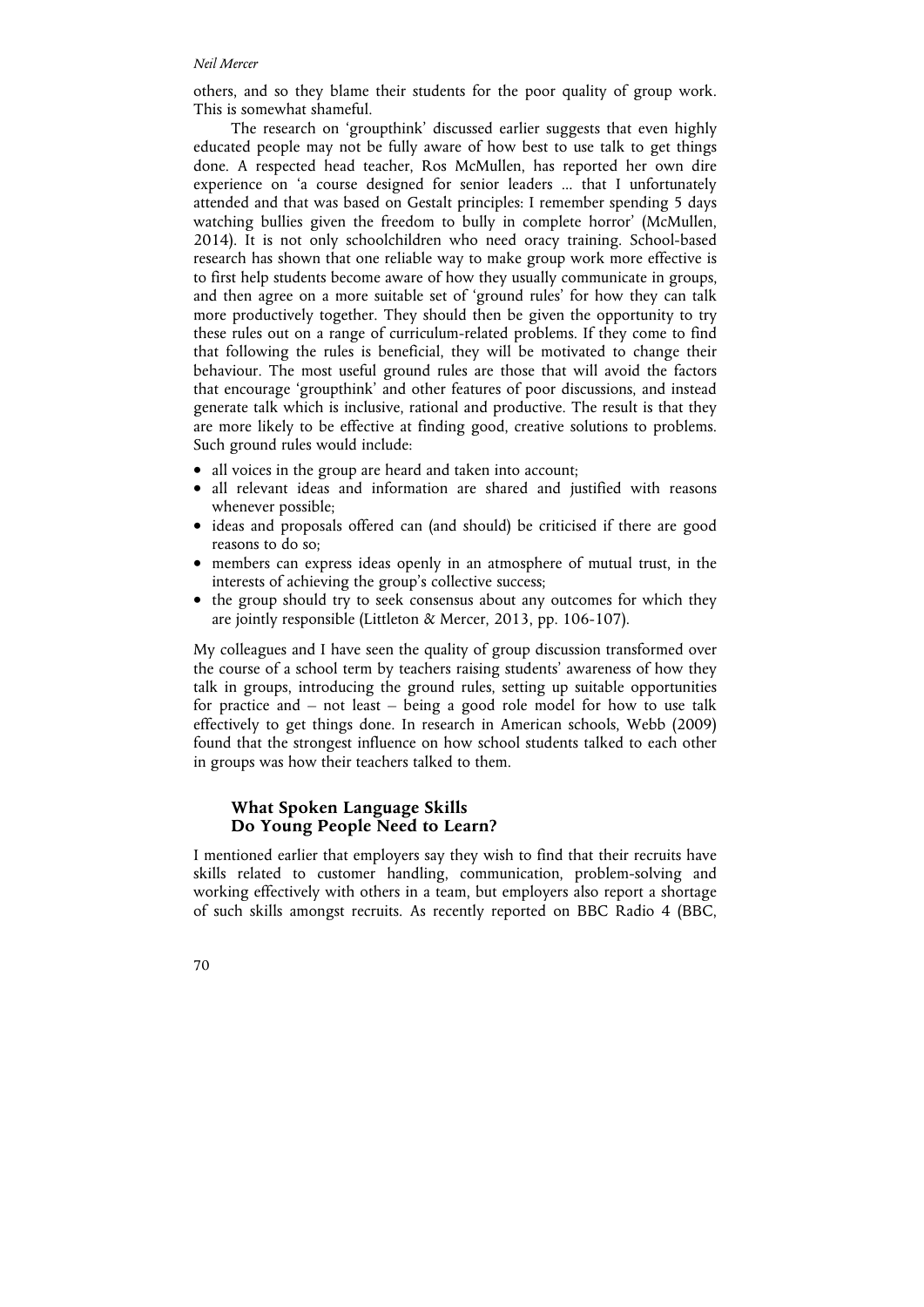others, and so they blame their students for the poor quality of group work. This is somewhat shameful.

The research on 'groupthink' discussed earlier suggests that even highly educated people may not be fully aware of how best to use talk to get things done. A respected head teacher, Ros McMullen, has reported her own dire experience on 'a course designed for senior leaders ... that I unfortunately attended and that was based on Gestalt principles: I remember spending 5 days watching bullies given the freedom to bully in complete horror' (McMullen, 2014). It is not only schoolchildren who need oracy training. School-based research has shown that one reliable way to make group work more effective is to first help students become aware of how they usually communicate in groups, and then agree on a more suitable set of 'ground rules' for how they can talk more productively together. They should then be given the opportunity to try these rules out on a range of curriculum-related problems. If they come to find that following the rules is beneficial, they will be motivated to change their behaviour. The most useful ground rules are those that will avoid the factors that encourage 'groupthink' and other features of poor discussions, and instead generate talk which is inclusive, rational and productive. The result is that they are more likely to be effective at finding good, creative solutions to problems. Such ground rules would include:

- all voices in the group are heard and taken into account;
- all relevant ideas and information are shared and justified with reasons whenever possible;
- ideas and proposals offered can (and should) be criticised if there are good reasons to do so;
- members can express ideas openly in an atmosphere of mutual trust, in the interests of achieving the group's collective success;
- the group should try to seek consensus about any outcomes for which they are jointly responsible (Littleton & Mercer, 2013, pp. 106-107).

My colleagues and I have seen the quality of group discussion transformed over the course of a school term by teachers raising students' awareness of how they talk in groups, introducing the ground rules, setting up suitable opportunities for practice and – not least – being a good role model for how to use talk effectively to get things done. In research in American schools, Webb (2009) found that the strongest influence on how school students talked to each other in groups was how their teachers talked to them.

## What Spoken Language Skills Do Young People Need to Learn?

I mentioned earlier that employers say they wish to find that their recruits have skills related to customer handling, communication, problem-solving and working effectively with others in a team, but employers also report a shortage of such skills amongst recruits. As recently reported on BBC Radio 4 (BBC,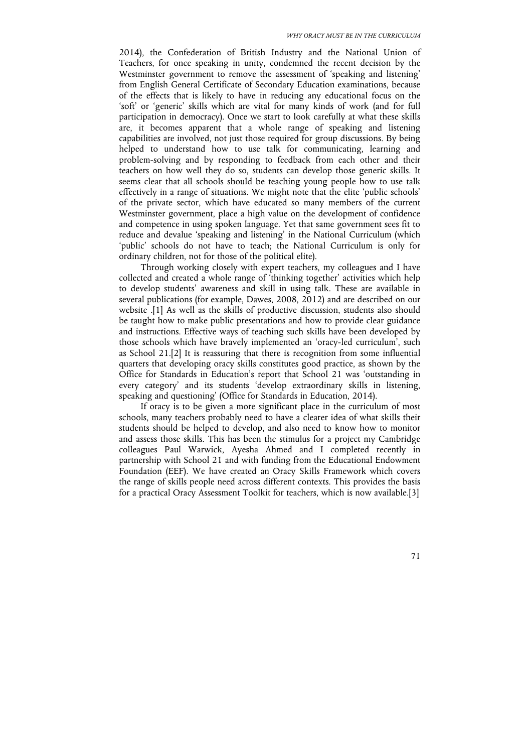2014), the Confederation of British Industry and the National Union of Teachers, for once speaking in unity, condemned the recent decision by the Westminster government to remove the assessment of 'speaking and listening' from English General Certificate of Secondary Education examinations, because of the effects that is likely to have in reducing any educational focus on the 'soft' or 'generic' skills which are vital for many kinds of work (and for full participation in democracy). Once we start to look carefully at what these skills are, it becomes apparent that a whole range of speaking and listening capabilities are involved, not just those required for group discussions. By being helped to understand how to use talk for communicating, learning and problem-solving and by responding to feedback from each other and their teachers on how well they do so, students can develop those generic skills. It seems clear that all schools should be teaching young people how to use talk effectively in a range of situations. We might note that the elite 'public schools' of the private sector, which have educated so many members of the current Westminster government, place a high value on the development of confidence and competence in using spoken language. Yet that same government sees fit to reduce and devalue 'speaking and listening' in the National Curriculum (which 'public' schools do not have to teach; the National Curriculum is only for ordinary children, not for those of the political elite).

Through working closely with expert teachers, my colleagues and I have collected and created a whole range of 'thinking together' activities which help to develop students' awareness and skill in using talk. These are available in several publications (for example, Dawes, 2008, 2012) and are described on our website .[1] As well as the skills of productive discussion, students also should be taught how to make public presentations and how to provide clear guidance and instructions. Effective ways of teaching such skills have been developed by those schools which have bravely implemented an 'oracy-led curriculum', such as School 21.[2] It is reassuring that there is recognition from some influential quarters that developing oracy skills constitutes good practice, as shown by the Office for Standards in Education's report that School 21 was 'outstanding in every category' and its students 'develop extraordinary skills in listening, speaking and questioning' (Office for Standards in Education, 2014).

If oracy is to be given a more significant place in the curriculum of most schools, many teachers probably need to have a clearer idea of what skills their students should be helped to develop, and also need to know how to monitor and assess those skills. This has been the stimulus for a project my Cambridge colleagues Paul Warwick, Ayesha Ahmed and I completed recently in partnership with School 21 and with funding from the Educational Endowment Foundation (EEF). We have created an Oracy Skills Framework which covers the range of skills people need across different contexts. This provides the basis for a practical Oracy Assessment Toolkit for teachers, which is now available.[3]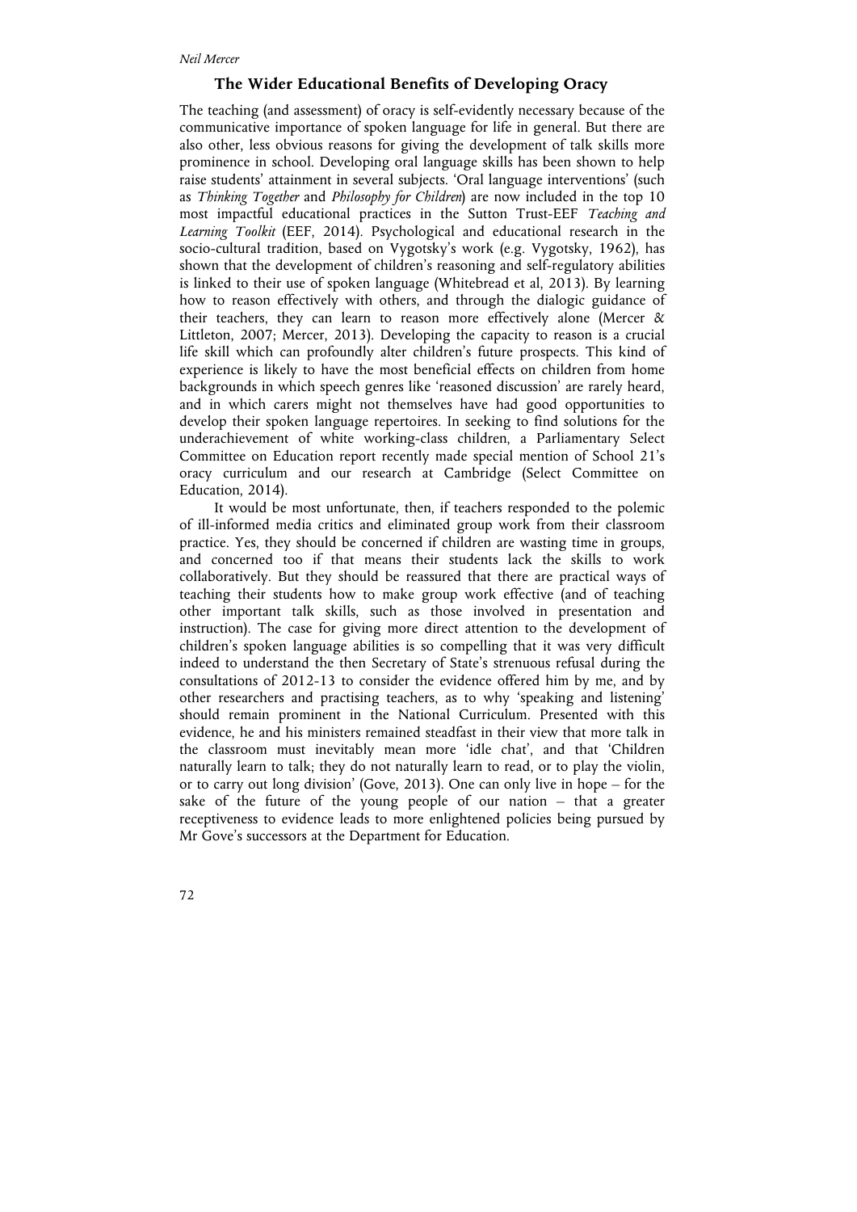## The Wider Educational Benefits of Developing Oracy

The teaching (and assessment) of oracy is self-evidently necessary because of the communicative importance of spoken language for life in general. But there are also other, less obvious reasons for giving the development of talk skills more prominence in school. Developing oral language skills has been shown to help raise students' attainment in several subjects. 'Oral language interventions' (such as *Thinking Together* and *Philosophy for Children*) are now included in the top 10 most impactful educational practices in the Sutton Trust-EEF *Teaching and Learning Toolkit* (EEF, 2014). Psychological and educational research in the socio-cultural tradition, based on Vygotsky's work (e.g. Vygotsky, 1962), has shown that the development of children's reasoning and self-regulatory abilities is linked to their use of spoken language (Whitebread et al, 2013). By learning how to reason effectively with others, and through the dialogic guidance of their teachers, they can learn to reason more effectively alone (Mercer & Littleton, 2007; Mercer, 2013). Developing the capacity to reason is a crucial life skill which can profoundly alter children's future prospects. This kind of experience is likely to have the most beneficial effects on children from home backgrounds in which speech genres like 'reasoned discussion' are rarely heard, and in which carers might not themselves have had good opportunities to develop their spoken language repertoires. In seeking to find solutions for the underachievement of white working-class children, a Parliamentary Select Committee on Education report recently made special mention of School 21's oracy curriculum and our research at Cambridge (Select Committee on Education, 2014).

It would be most unfortunate, then, if teachers responded to the polemic of ill-informed media critics and eliminated group work from their classroom practice. Yes, they should be concerned if children are wasting time in groups, and concerned too if that means their students lack the skills to work collaboratively. But they should be reassured that there are practical ways of teaching their students how to make group work effective (and of teaching other important talk skills, such as those involved in presentation and instruction). The case for giving more direct attention to the development of children's spoken language abilities is so compelling that it was very difficult indeed to understand the then Secretary of State's strenuous refusal during the consultations of 2012-13 to consider the evidence offered him by me, and by other researchers and practising teachers, as to why 'speaking and listening' should remain prominent in the National Curriculum. Presented with this evidence, he and his ministers remained steadfast in their view that more talk in the classroom must inevitably mean more 'idle chat', and that 'Children naturally learn to talk; they do not naturally learn to read, or to play the violin, or to carry out long division' (Gove, 2013). One can only live in hope – for the sake of the future of the young people of our nation – that a greater receptiveness to evidence leads to more enlightened policies being pursued by Mr Gove's successors at the Department for Education.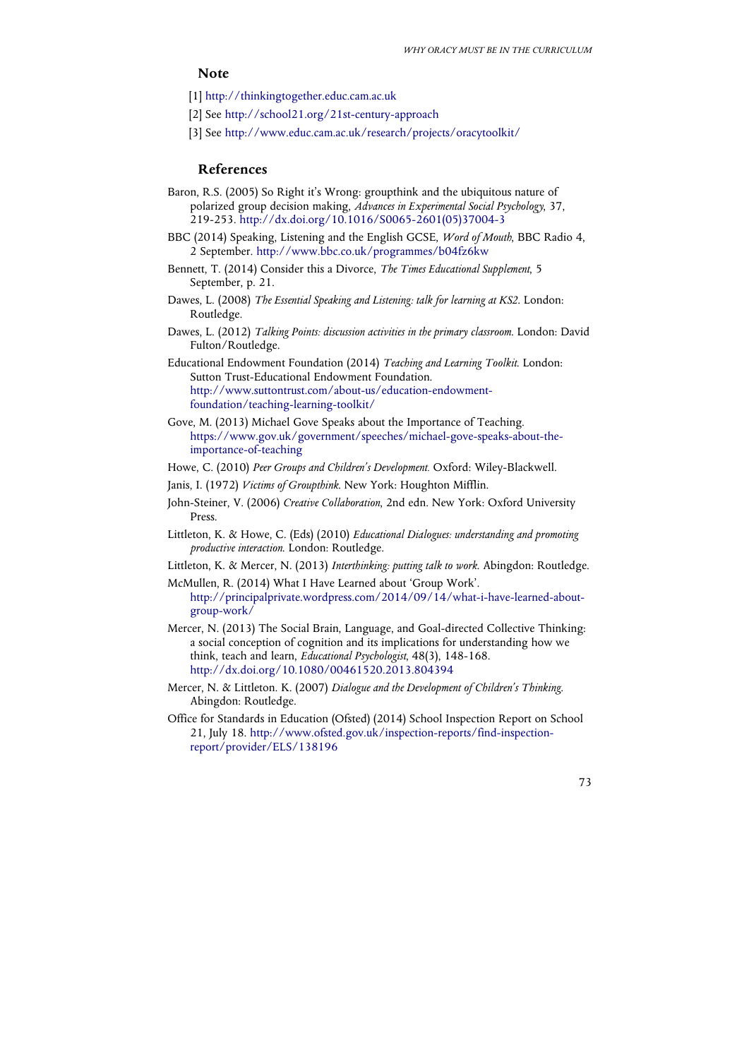## Note

[1] http://thinkingtogether.educ.cam.ac.uk

[2] See http://school21.org/21st-century-approach

[3] See http://www.educ.cam.ac.uk/research/projects/oracytoolkit/

## References

Baron, R.S. (2005) So Right it's Wrong: groupthink and the ubiquitous nature of polarized group decision making, *Advances in Experimental Social Psychology*, 37, 219-253. http://dx.doi.org/10.1016/S0065-2601(05)37004-3

BBC (2014) Speaking, Listening and the English GCSE, *Word of Mouth*, BBC Radio 4, 2 September. http://www.bbc.co.uk/programmes/b04fz6kw

Bennett, T. (2014) Consider this a Divorce, *The Times Educational Supplement*, 5 September, p. 21.

Dawes, L. (2008) *The Essential Speaking and Listening: talk for learning at KS2*. London: Routledge.

Dawes, L. (2012) *Talking Points: discussion activities in the primary classroom*. London: David Fulton/Routledge.

Educational Endowment Foundation (2014) *Teaching and Learning Toolkit*. London: Sutton Trust-Educational Endowment Foundation. http://www.suttontrust.com/about-us/education-endowment-foundation/teaching-learning-toolkit/

Gove, M. (2013) Michael Gove Speaks about the Importance of Teaching. https://www.gov.uk/government/speeches/michael-gove-speaks-about-the-importance-of-teaching

Howe, C. (2010) *Peer Groups and Children's Development*. Oxford: Wiley-Blackwell.

Janis, I. (1972) *Victims of Groupthink*. New York: Houghton Mifflin.

John-Steiner, V. (2006) *Creative Collaboration*, 2nd edn. New York: Oxford University Press.

Littleton, K. & Howe, C. (Eds) (2010) *Educational Dialogues: understanding and promoting productive interaction*. London: Routledge.

Littleton, K. & Mercer, N. (2013) *Interthinking: putting talk to work*. Abingdon: Routledge.

McMullen, R. (2014) What I Have Learned about 'Group Work'. http://principalprivate.wordpress.com/2014/09/14/what-i-have-learned-about-group-work/

Mercer, N. (2013) The Social Brain, Language, and Goal-directed Collective Thinking: a social conception of cognition and its implications for understanding how we think, teach and learn, *Educational Psychologist*, 48(3), 148-168. http://dx.doi.org/10.1080/00461520.2013.804394

Mercer, N. & Littleton. K. (2007) *Dialogue and the Development of Children's Thinking*. Abingdon: Routledge.

Office for Standards in Education (Ofsted) (2014) School Inspection Report on School 21, July 18. http://www.ofsted.gov.uk/inspection-reports/find-inspection-report/provider/ELS/138196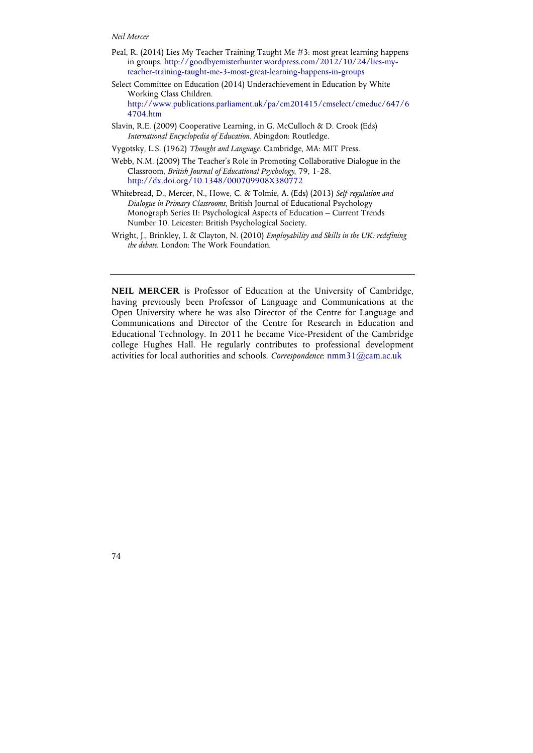Peal, R. (2014) Lies My Teacher Training Taught Me #3: most great learning happens in groups. http://goodbyemisterhunter.wordpress.com/2012/10/24/lies-my-teacher-training-taught-me-3-most-great-learning-happens-in-groups

Select Committee on Education (2014) Underachievement in Education by White Working Class Children. http://www.publications.parliament.uk/pa/cm201415/cmselect/cmeduc/647/64704.htm

Slavin, R.E. (2009) Cooperative Learning, in G. McCulloch & D. Crook (Eds) *International Encyclopedia of Education.* Abingdon: Routledge.

Vygotsky, L.S. (1962) *Thought and Language*. Cambridge, MA: MIT Press.

Webb, N.M. (2009) The Teacher's Role in Promoting Collaborative Dialogue in the Classroom, *British Journal of Educational Psychology*, 79, 1-28. http://dx.doi.org/10.1348/000709908X380772

Whitebread, D., Mercer, N., Howe, C. & Tolmie, A. (Eds) (2013) *Self-regulation and Dialogue in Primary Classrooms*, British Journal of Educational Psychology Monograph Series II: Psychological Aspects of Education – Current Trends Number 10. Leicester: British Psychological Society.

Wright, J., Brinkley, I. & Clayton, N. (2010) *Employability and Skills in the UK: redefining the debate*. London: The Work Foundation.

---

**NEIL MERCER** is Professor of Education at the University of Cambridge, having previously been Professor of Language and Communications at the Open University where he was also Director of the Centre for Language and Communications and Director of the Centre for Research in Education and Educational Technology. In 2011 he became Vice-President of the Cambridge college Hughes Hall. He regularly contributes to professional development activities for local authorities and schools. *Correspondence*: nmm31@cam.ac.uk